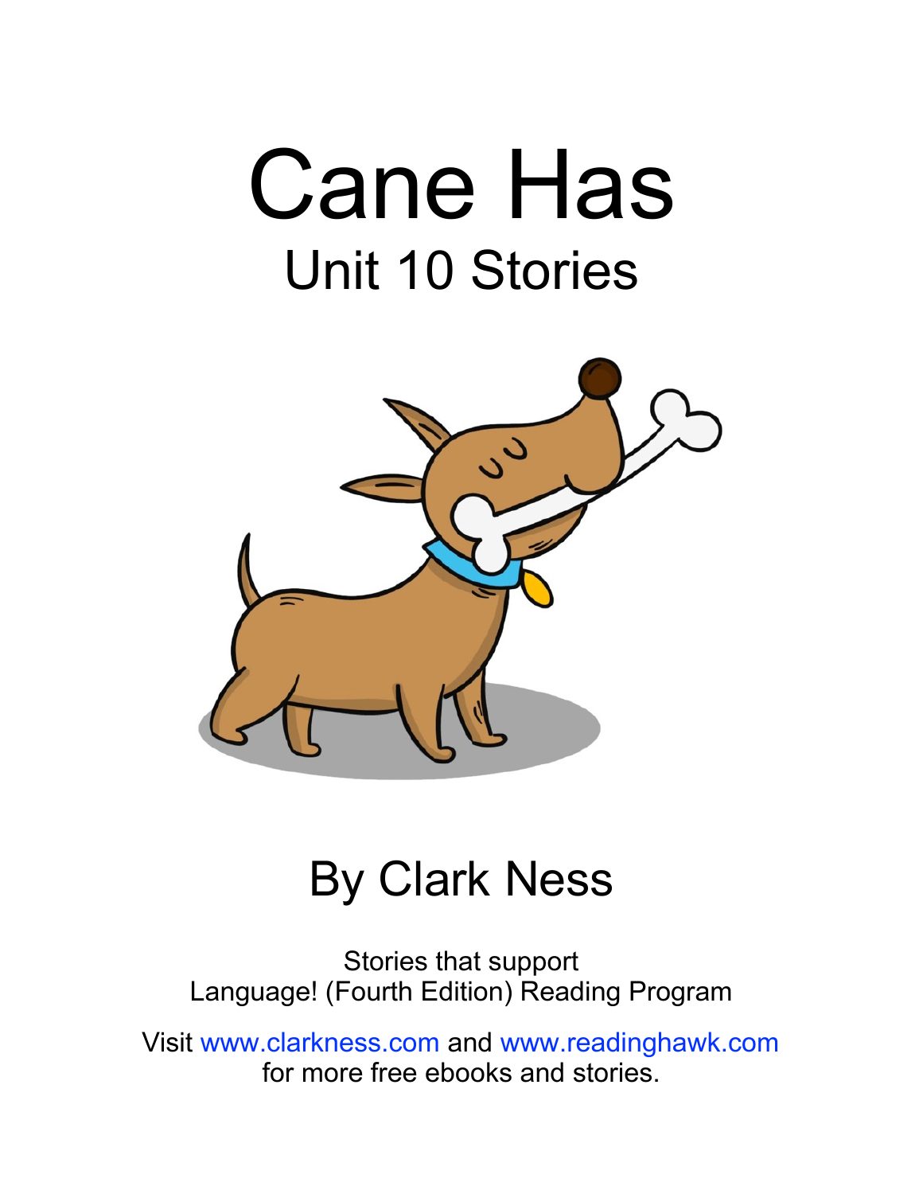# Cane Has

## Unit 10 Stories

By Clark Ness

Stories that support
Language! (Fourth Edition) Reading Program

Visit www.clarkness.com and www.readinghawk.com
for more free ebooks and stories.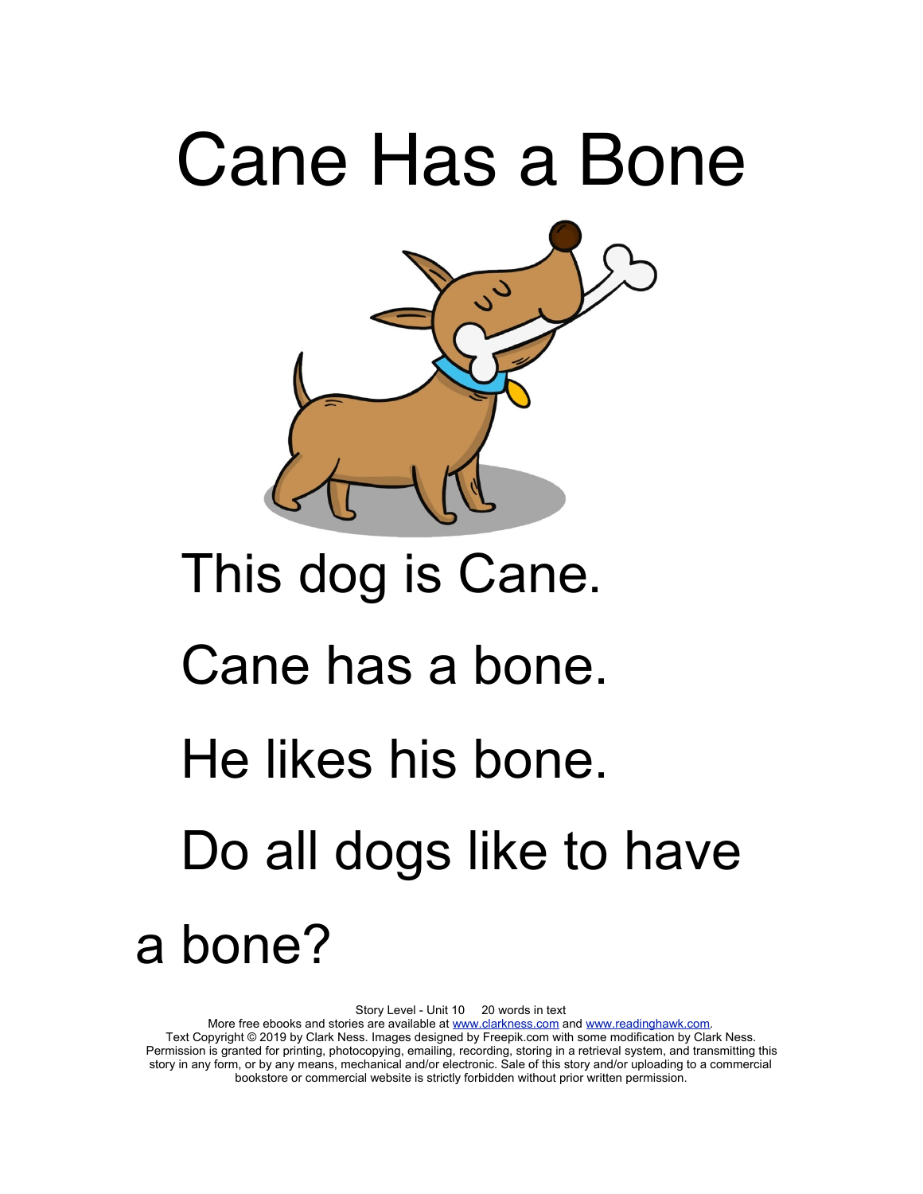# Cane Has a Bone

This dog is Cane.

Cane has a bone.

He likes his bone.

Do all dogs like to have a bone?

Story Level - Unit 10 20 words in text

More free ebooks and stories are available at www.clarkness.com and www.readinghawk.com.

Text Copyright © 2019 by Clark Ness. Images designed by Freepik.com with some modification by Clark Ness. Permission is granted for printing, photocopying, emailing, recording, storing in a retrieval system, and transmitting this story in any form, or by any means, mechanical and/or electronic. Sale of this story and/or uploading to a commercial bookstore or commercial website is strictly forbidden without prior written permission.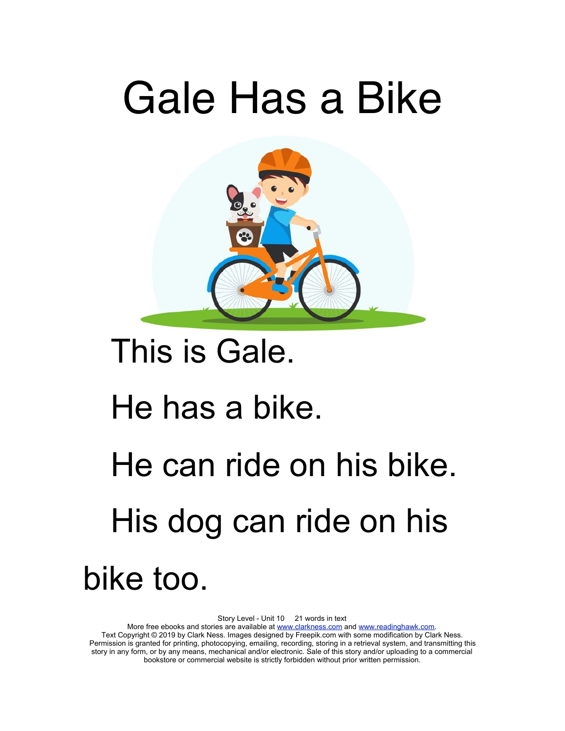# Gale Has a Bike

This is Gale.

He has a bike.

He can ride on his bike.

His dog can ride on his bike too.

Story Level - Unit 10 21 words in text
More free ebooks and stories are available at www.clarkness.com and www.readinghawk.com.
Text Copyright © 2019 by Clark Ness. Images designed by Freepik.com with some modification by Clark Ness.
Permission is granted for printing, photocopying, emailing, recording, storing in a retrieval system, and transmitting this story in any form, or by any means, mechanical and/or electronic. Sale of this story and/or uploading to a commercial bookstore or commercial website is strictly forbidden without prior written permission.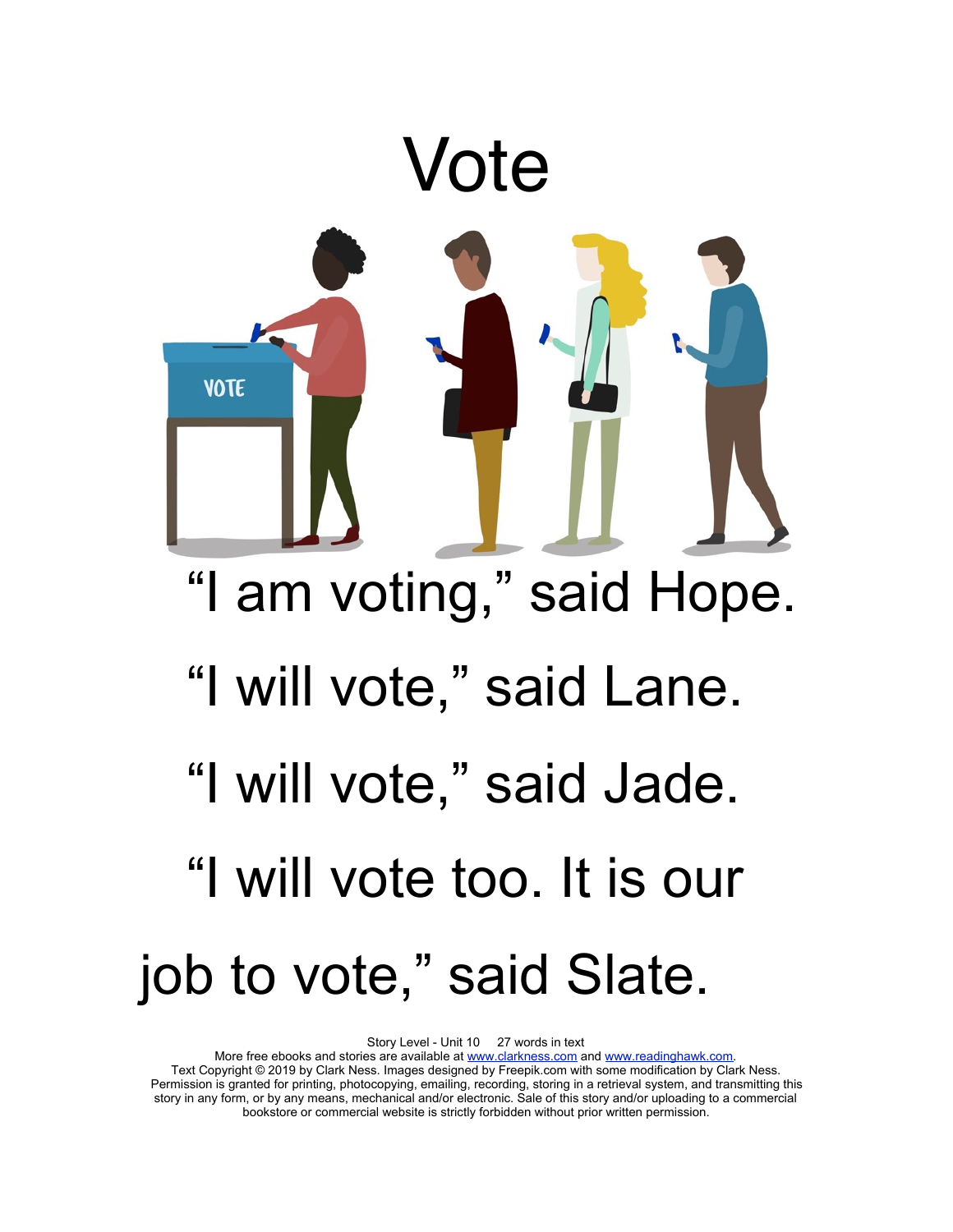# Vote

"I am voting," said Hope.

"I will vote," said Lane.

"I will vote," said Jade.

"I will vote too. It is our job to vote," said Slate.

Story Level - Unit 10 27 words in text
More free ebooks and stories are available at www.clarkness.com and www.readinghawk.com.
Text Copyright © 2019 by Clark Ness. Images designed by Freepik.com with some modification by Clark Ness.
Permission is granted for printing, photocopying, emailing, recording, storing in a retrieval system, and transmitting this story in any form, or by any means, mechanical and/or electronic. Sale of this story and/or uploading to a commercial bookstore or commercial website is strictly forbidden without prior written permission.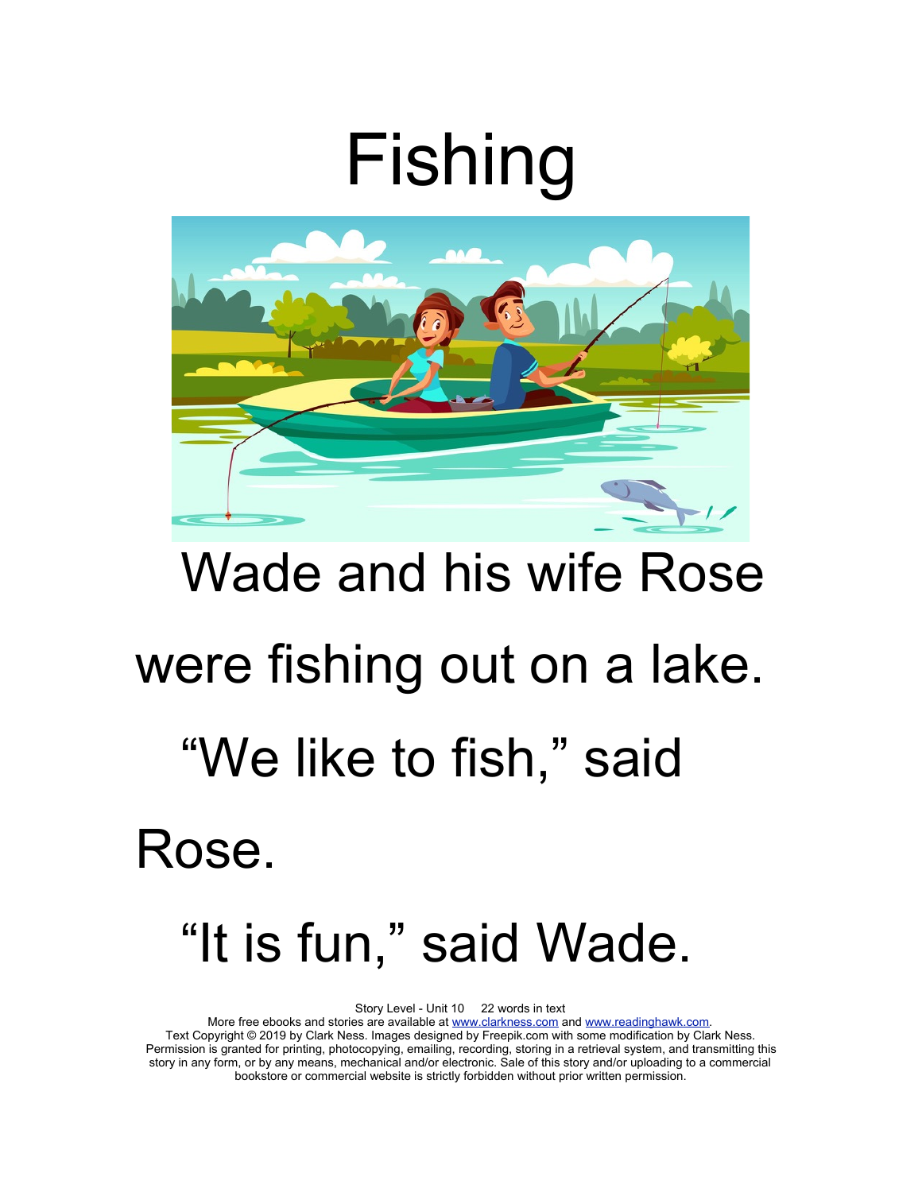# Fishing

Wade and his wife Rose were fishing out on a lake.

"We like to fish," said Rose.

"It is fun," said Wade.

Story Level - Unit 10 22 words in text
More free ebooks and stories are available at www.clarkness.com and www.readinghawk.com.
Text Copyright © 2019 by Clark Ness. Images designed by Freepik.com with some modification by Clark Ness.
Permission is granted for printing, photocopying, emailing, recording, storing in a retrieval system, and transmitting this story in any form, or by any means, mechanical and/or electronic. Sale of this story and/or uploading to a commercial bookstore or commercial website is strictly forbidden without prior written permission.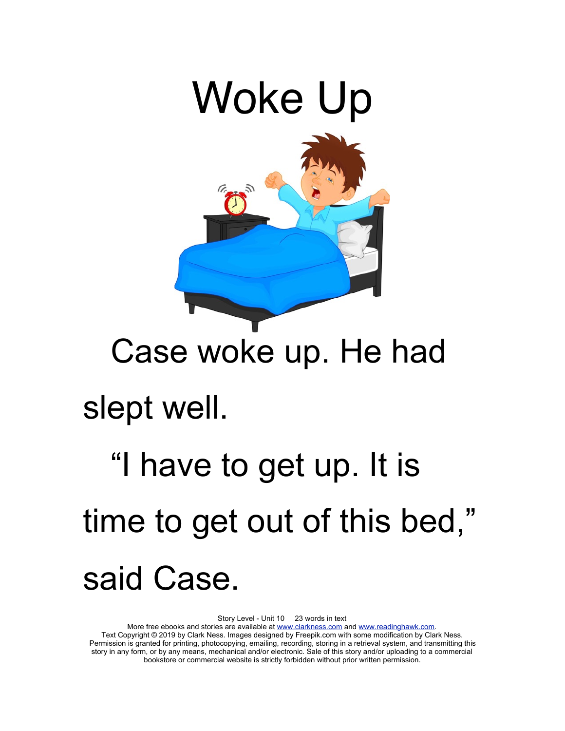# Woke Up

Case woke up. He had slept well.

"I have to get up. It is time to get out of this bed," said Case.

Story Level - Unit 10     23 words in text
More free ebooks and stories are available at www.clarkness.com and www.readinghawk.com.
Text Copyright © 2019 by Clark Ness. Images designed by Freepik.com with some modification by Clark Ness.
Permission is granted for printing, photocopying, emailing, recording, storing in a retrieval system, and transmitting this story in any form, or by any means, mechanical and/or electronic. Sale of this story and/or uploading to a commercial bookstore or commercial website is strictly forbidden without prior written permission.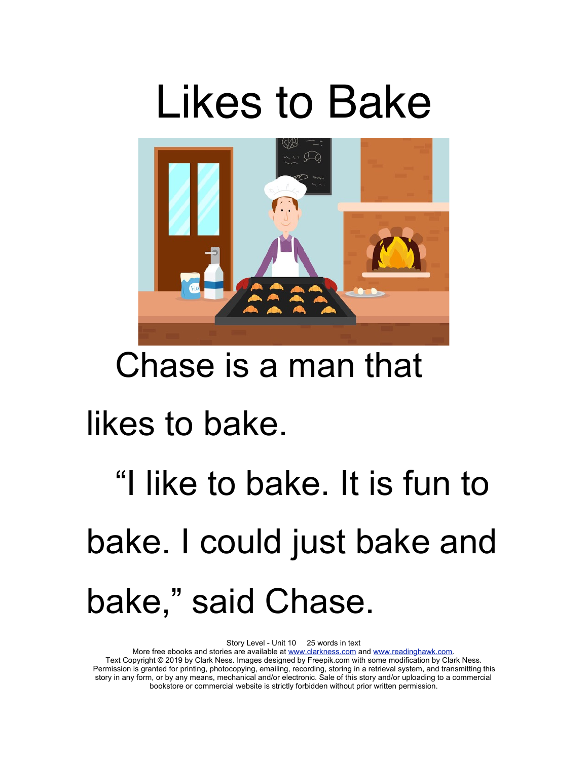# Likes to Bake

Chase is a man that likes to bake.

"I like to bake. It is fun to bake. I could just bake and bake," said Chase.

Story Level - Unit 10 25 words in text
More free ebooks and stories are available at www.clarkness.com and www.readinghawk.com.
Text Copyright © 2019 by Clark Ness. Images designed by Freepik.com with some modification by Clark Ness.
Permission is granted for printing, photocopying, emailing, recording, storing in a retrieval system, and transmitting this story in any form, or by any means, mechanical and/or electronic. Sale of this story and/or uploading to a commercial bookstore or commercial website is strictly forbidden without prior written permission.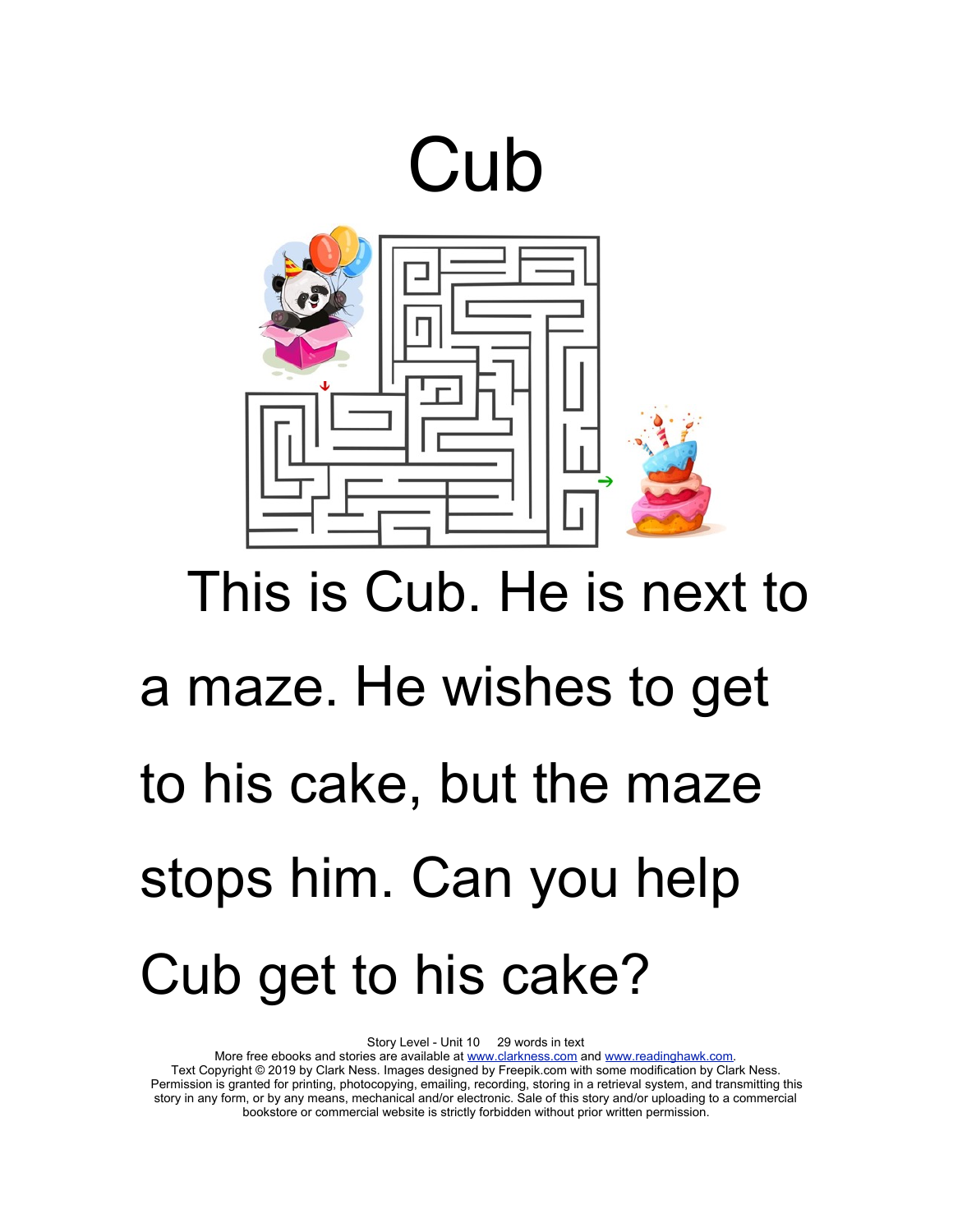# Cub

This is Cub. He is next to a maze. He wishes to get to his cake, but the maze stops him. Can you help Cub get to his cake?

Story Level - Unit 10     29 words in text
More free ebooks and stories are available at www.clarkness.com and www.readinghawk.com.
Text Copyright © 2019 by Clark Ness. Images designed by Freepik.com with some modification by Clark Ness.
Permission is granted for printing, photocopying, emailing, recording, storing in a retrieval system, and transmitting this story in any form, or by any means, mechanical and/or electronic. Sale of this story and/or uploading to a commercial bookstore or commercial website is strictly forbidden without prior written permission.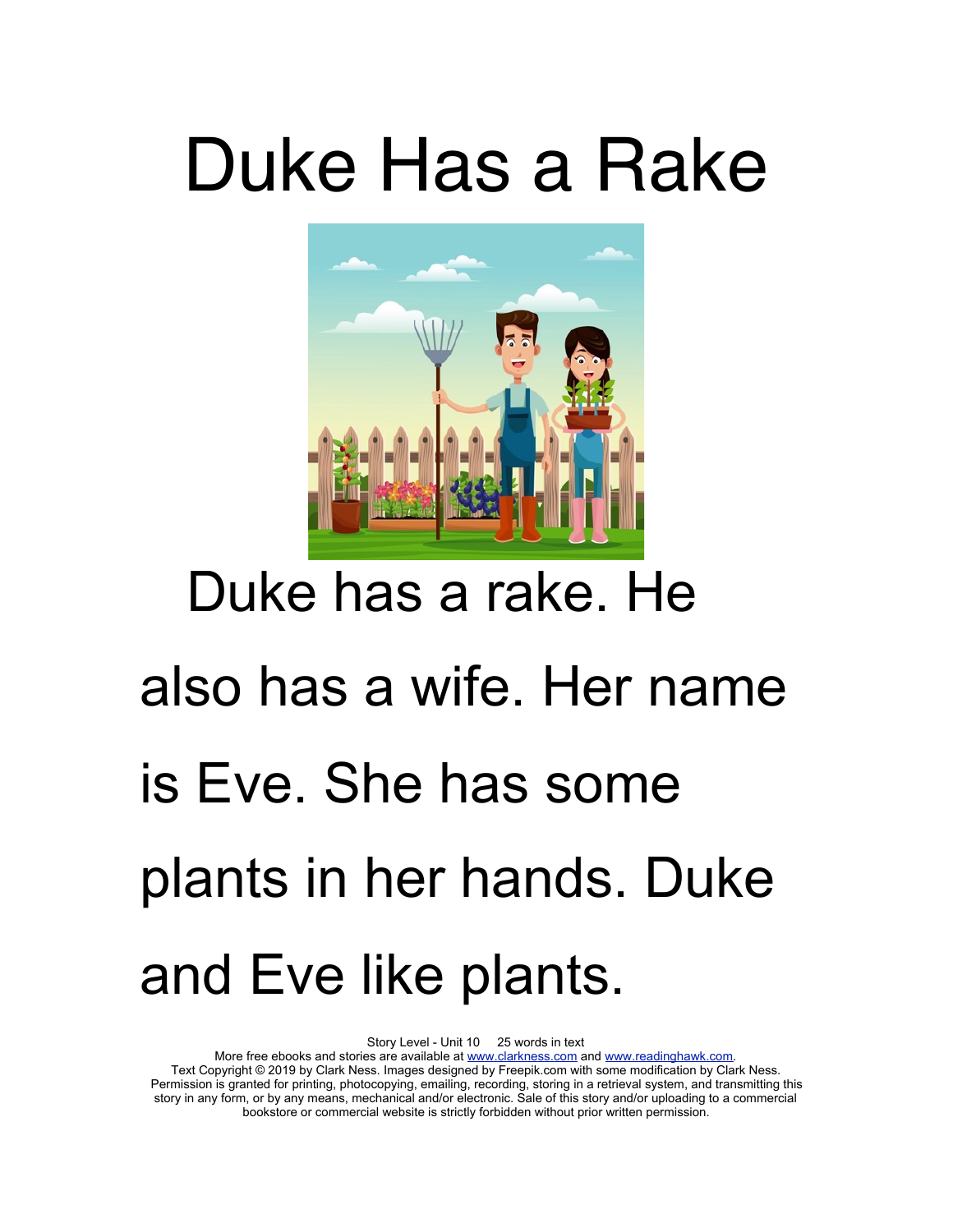# Duke Has a Rake

Duke has a rake. He also has a wife. Her name is Eve. She has some plants in her hands. Duke and Eve like plants.

Story Level - Unit 10     25 words in text
More free ebooks and stories are available at www.clarkness.com and www.readinghawk.com.
Text Copyright © 2019 by Clark Ness. Images designed by Freepik.com with some modification by Clark Ness. Permission is granted for printing, photocopying, emailing, recording, storing in a retrieval system, and transmitting this story in any form, or by any means, mechanical and/or electronic. Sale of this story and/or uploading to a commercial bookstore or commercial website is strictly forbidden without prior written permission.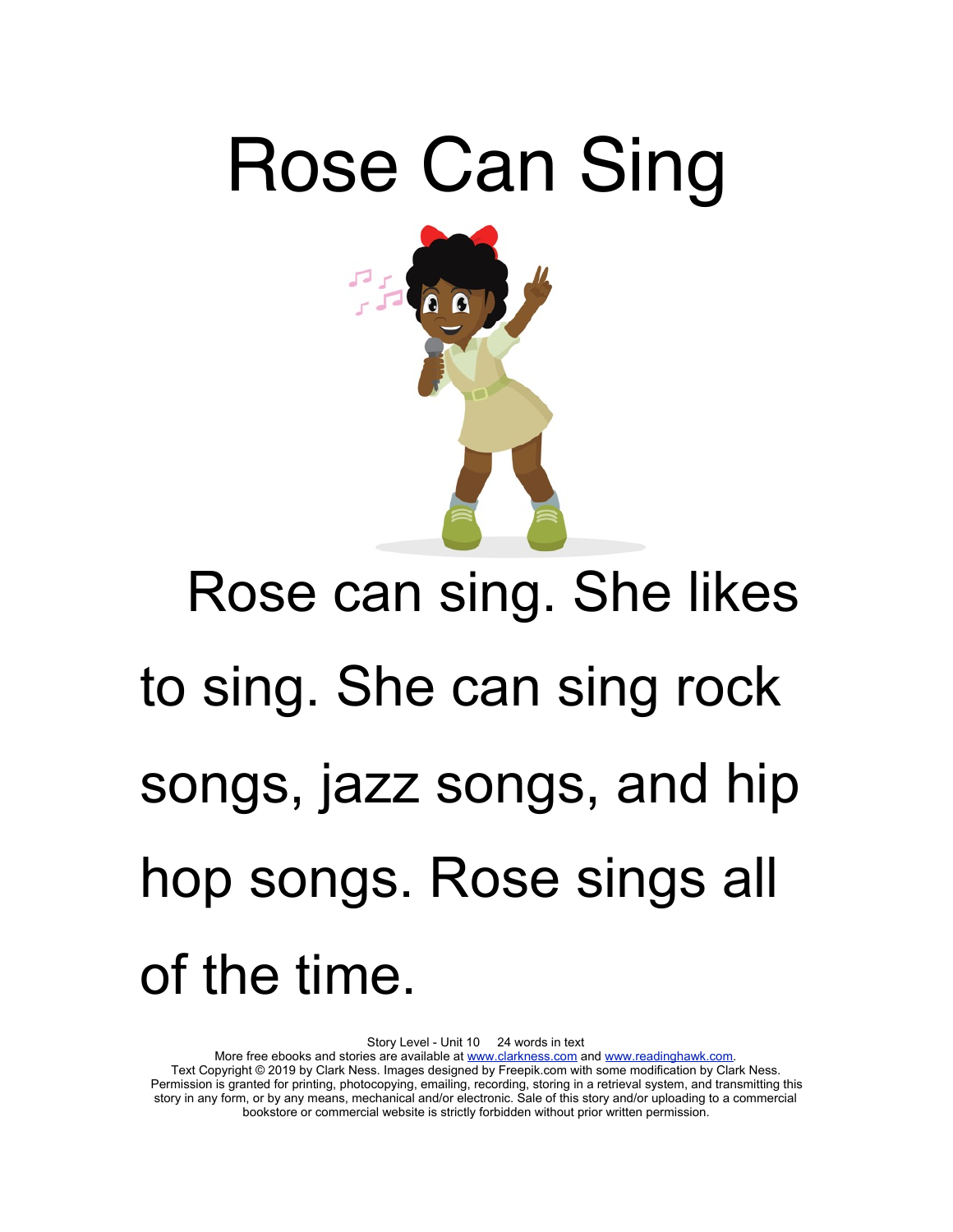# Rose Can Sing

Rose can sing. She likes to sing. She can sing rock songs, jazz songs, and hip hop songs. Rose sings all of the time.

Story Level - Unit 10 24 words in text

More free ebooks and stories are available at www.clarkness.com and www.readinghawk.com.

Text Copyright © 2019 by Clark Ness. Images designed by Freepik.com with some modification by Clark Ness. Permission is granted for printing, photocopying, emailing, recording, storing in a retrieval system, and transmitting this story in any form, or by any means, mechanical and/or electronic. Sale of this story and/or uploading to a commercial bookstore or commercial website is strictly forbidden without prior written permission.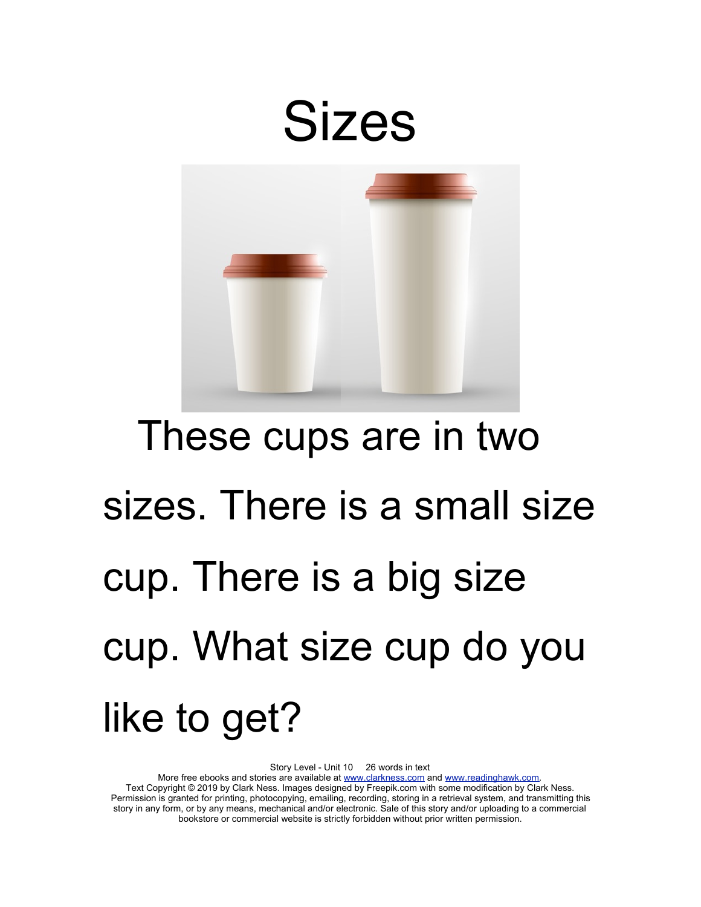# Sizes

These cups are in two sizes. There is a small size cup. There is a big size cup. What size cup do you like to get?

Story Level - Unit 10 26 words in text
More free ebooks and stories are available at www.clarkness.com and www.readinghawk.com.
Text Copyright © 2019 by Clark Ness. Images designed by Freepik.com with some modification by Clark Ness.
Permission is granted for printing, photocopying, emailing, recording, storing in a retrieval system, and transmitting this story in any form, or by any means, mechanical and/or electronic. Sale of this story and/or uploading to a commercial bookstore or commercial website is strictly forbidden without prior written permission.